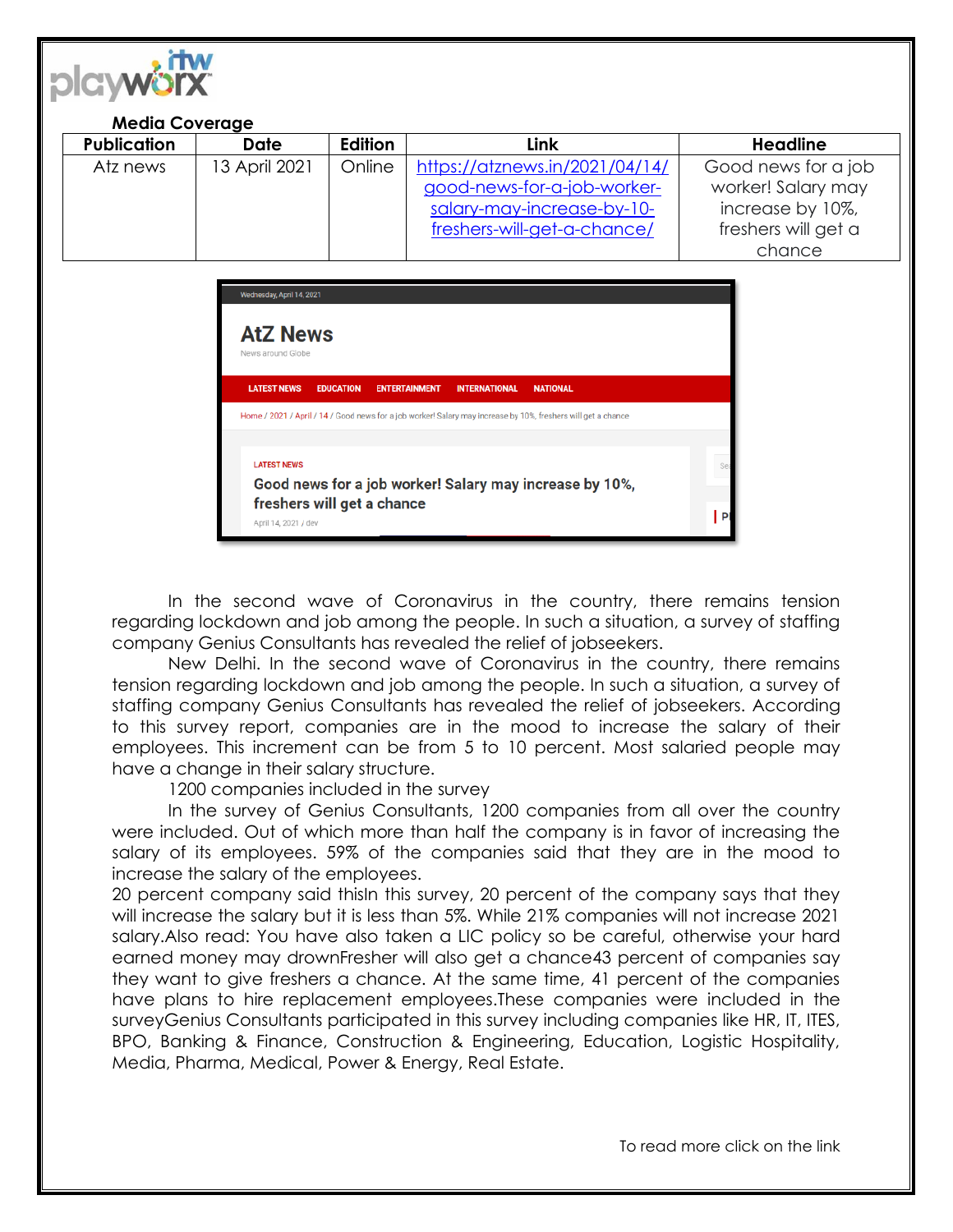**Media Coverage**

| Publication | Date | Edition | Link | Headline |
|---|---|---|---|---|
| Atz news | 13 April 2021 | Online | https://atznews.in/2021/04/14/good-news-for-a-job-worker-salary-may-increase-by-10-freshers-will-get-a-chance/ | Good news for a job worker! Salary may increase by 10%, freshers will get a chance |

Wednesday, April 14, 2021

**AtZ News**

News around Globe

LATEST NEWS EDUCATION ENTERTAINMENT INTERNATIONAL NATIONAL

Home / 2021 / April / 14 / Good news for a job worker! Salary may increase by 10%, freshers will get a chance

LATEST NEWS

**Good news for a job worker! Salary may increase by 10%, freshers will get a chance**

April 14, 2021 / dev

In the second wave of Coronavirus in the country, there remains tension regarding lockdown and job among the people. In such a situation, a survey of staffing company Genius Consultants has revealed the relief of jobseekers.

New Delhi. In the second wave of Coronavirus in the country, there remains tension regarding lockdown and job among the people. In such a situation, a survey of staffing company Genius Consultants has revealed the relief of jobseekers. According to this survey report, companies are in the mood to increase the salary of their employees. This increment can be from 5 to 10 percent. Most salaried people may have a change in their salary structure.

1200 companies included in the survey

In the survey of Genius Consultants, 1200 companies from all over the country were included. Out of which more than half the company is in favor of increasing the salary of its employees. 59% of the companies said that they are in the mood to increase the salary of the employees.

20 percent company said thisIn this survey, 20 percent of the company says that they will increase the salary but it is less than 5%. While 21% companies will not increase 2021 salary.Also read: You have also taken a LIC policy so be careful, otherwise your hard earned money may drownFresher will also get a chance43 percent of companies say they want to give freshers a chance. At the same time, 41 percent of the companies have plans to hire replacement employees.These companies were included in the surveyGenius Consultants participated in this survey including companies like HR, IT, ITES, BPO, Banking & Finance, Construction & Engineering, Education, Logistic Hospitality, Media, Pharma, Medical, Power & Energy, Real Estate.

To read more click on the link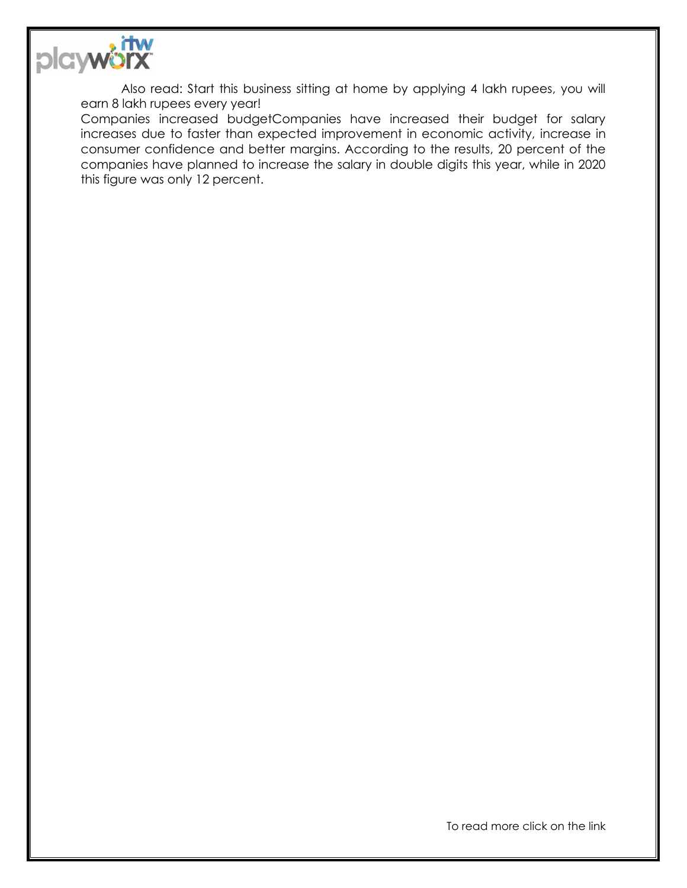Also read: Start this business sitting at home by applying 4 lakh rupees, you will earn 8 lakh rupees every year!

Companies increased budgetCompanies have increased their budget for salary increases due to faster than expected improvement in economic activity, increase in consumer confidence and better margins. According to the results, 20 percent of the companies have planned to increase the salary in double digits this year, while in 2020 this figure was only 12 percent.

To read more click on the link